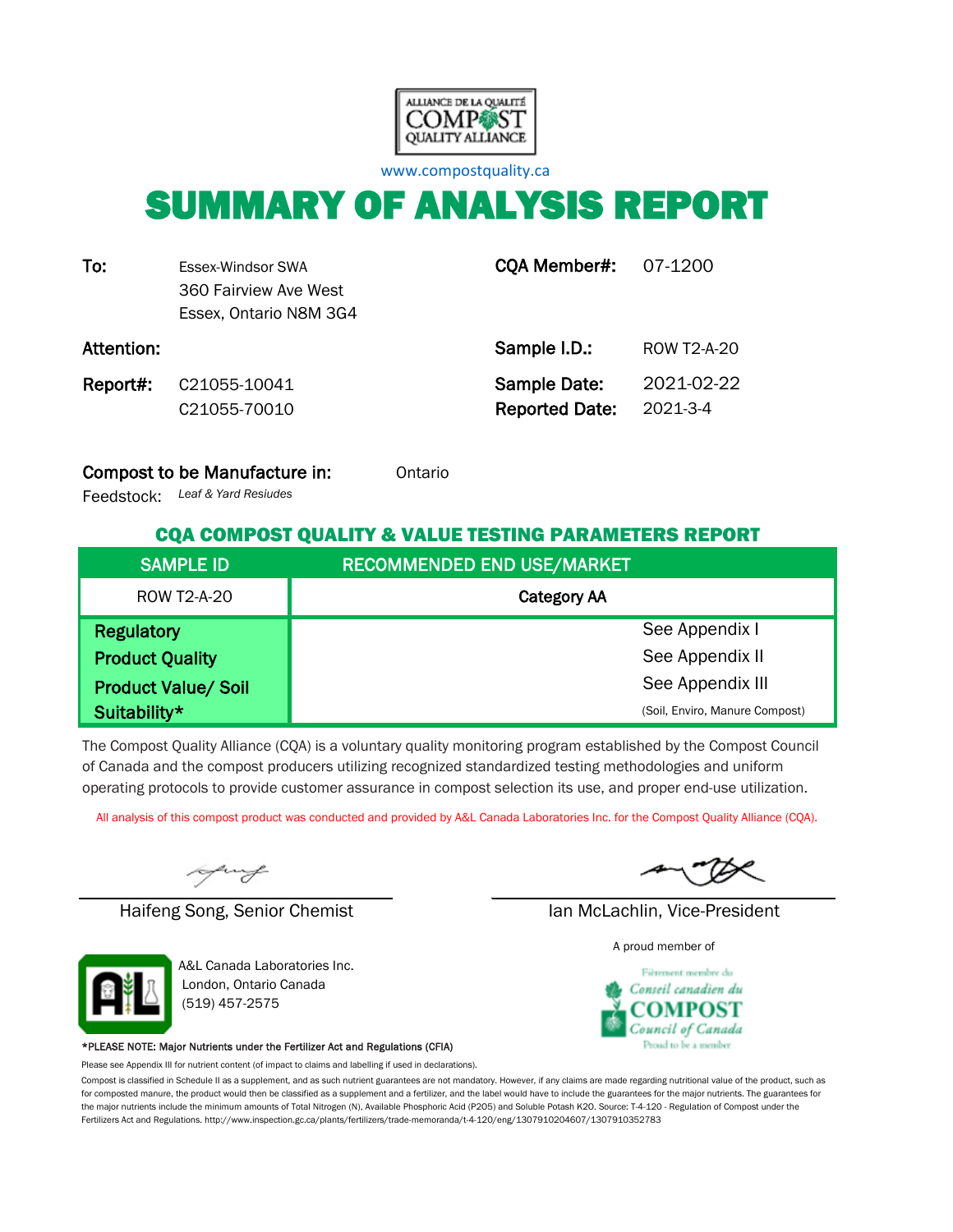ALLIANCE DE LA QUALITÉ COMPOST QUALITY ALLIANCE

www.compostquality.ca

# SUMMARY OF ANALYSIS REPORT

| | | | |
|---|---|---|---|
| **To:** | Essex-Windsor SWA<br>360 Fairview Ave West<br>Essex, Ontario N8M 3G4 | **CQA Member#:** | 07-1200 |
| **Attention:** | | **Sample I.D.:** | ROW T2-A-20 |
| **Report#:** | C21055-10041<br>C21055-70010 | **Sample Date:**<br>**Reported Date:** | 2021-02-22<br>2021-3-4 |

**Compost to be Manufacture in:** Ontario

Feedstock: *Leaf & Yard Resiudes*

## CQA COMPOST QUALITY & VALUE TESTING PARAMETERS REPORT

| SAMPLE ID | RECOMMENDED END USE/MARKET |
|---|---|
| ROW T2-A-20 | **Category AA** |
| **Regulatory** | See Appendix I |
| **Product Quality** | See Appendix II |
| **Product Value/ Soil Suitability*** | See Appendix III<br>(Soil, Enviro, Manure Compost) |

The Compost Quality Alliance (CQA) is a voluntary quality monitoring program established by the Compost Council of Canada and the compost producers utilizing recognized standardized testing methodologies and uniform operating protocols to provide customer assurance in compost selection its use, and proper end-use utilization.

All analysis of this compost product was conducted and provided by A&L Canada Laboratories Inc. for the Compost Quality Alliance (CQA).

Haifeng Song, Senior Chemist

Ian McLachlin, Vice-President

A&L Canada Laboratories Inc.
London, Ontario Canada
(519) 457-2575

A proud member of

Fièrement membre du Conseil canadien du COMPOST Council of Canada Proud to be a member

*PLEASE NOTE: Major Nutrients under the Fertilizer Act and Regulations (CFIA)

Please see Appendix III for nutrient content (of impact to claims and labelling if used in declarations).

Compost is classified in Schedule II as a supplement, and as such nutrient guarantees are not mandatory. However, if any claims are made regarding nutritional value of the product, such as for composted manure, the product would then be classified as a supplement and a fertilizer, and the label would have to include the guarantees for the major nutrients. The guarantees for the major nutrients include the minimum amounts of Total Nitrogen (N), Available Phosphoric Acid (P2O5) and Soluble Potash K2O. Source: T-4-120 - Regulation of Compost under the Fertilizers Act and Regulations. http://www.inspection.gc.ca/plants/fertilizers/trade-memoranda/t-4-120/eng/1307910204607/1307910352783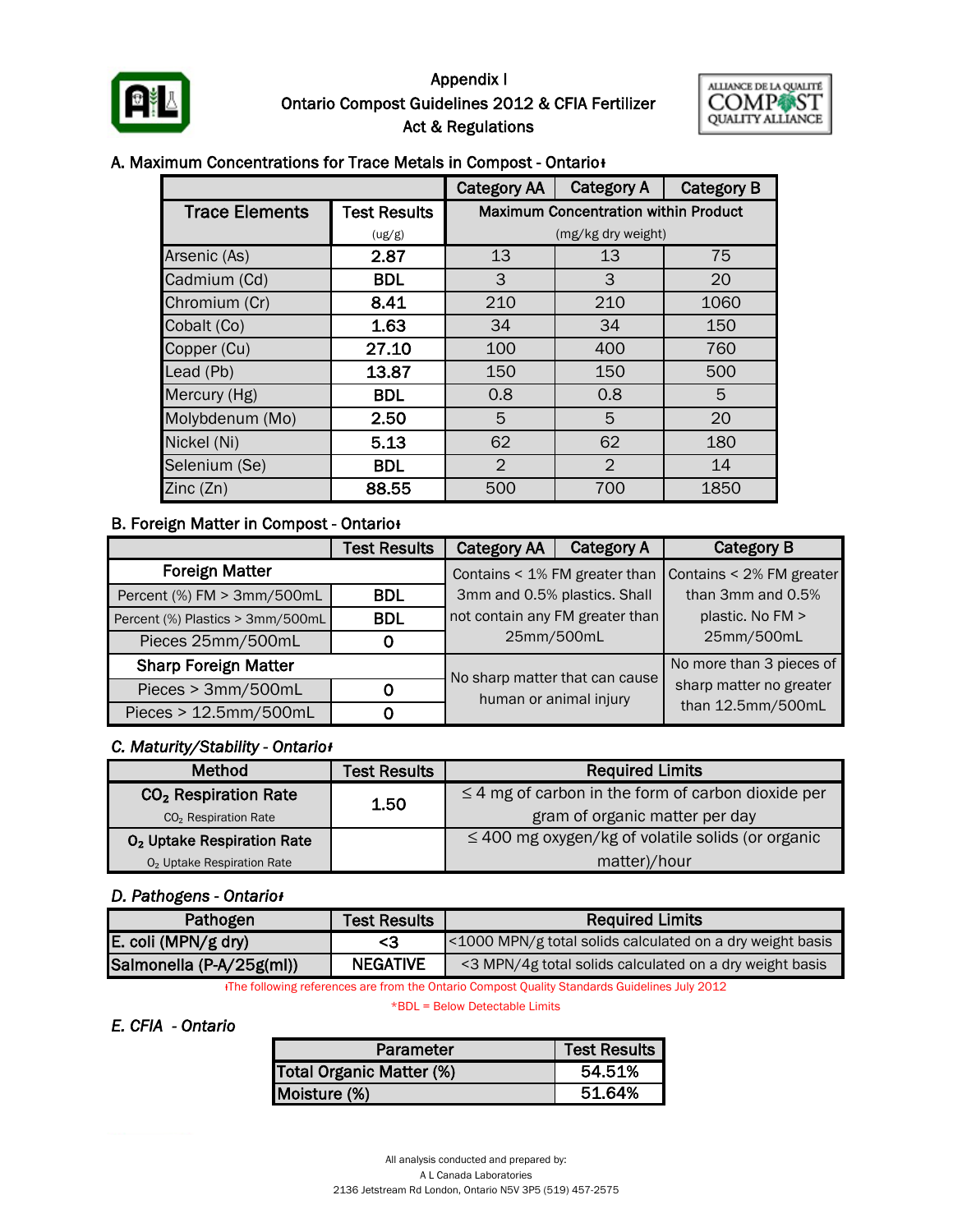# Appendix I
# Ontario Compost Guidelines 2012 & CFIA Fertilizer Act & Regulations

## A. Maximum Concentrations for Trace Metals in Compost - Ontarioᵻ

| Trace Elements | Test Results (ug/g) | Category AA | Category A | Category B |
|---|---|---|---|---|
| | | Maximum Concentration within Product (mg/kg dry weight) | | |
| Arsenic (As) | 2.87 | 13 | 13 | 75 |
| Cadmium (Cd) | BDL | 3 | 3 | 20 |
| Chromium (Cr) | 8.41 | 210 | 210 | 1060 |
| Cobalt (Co) | 1.63 | 34 | 34 | 150 |
| Copper (Cu) | 27.10 | 100 | 400 | 760 |
| Lead (Pb) | 13.87 | 150 | 150 | 500 |
| Mercury (Hg) | BDL | 0.8 | 0.8 | 5 |
| Molybdenum (Mo) | 2.50 | 5 | 5 | 20 |
| Nickel (Ni) | 5.13 | 62 | 62 | 180 |
| Selenium (Se) | BDL | 2 | 2 | 14 |
| Zinc (Zn) | 88.55 | 500 | 700 | 1850 |

## B. Foreign Matter in Compost - Ontarioᵻ

| | Test Results | Category AA / Category A | Category B |
|---|---|---|---|
| **Foreign Matter** | | Contains < 1% FM greater than 3mm and 0.5% plastics. Shall not contain any FM greater than 25mm/500mL | Contains < 2% FM greater than 3mm and 0.5% plastic. No FM > 25mm/500mL |
| Percent (%) FM > 3mm/500mL | BDL | | |
| Percent (%) Plastics > 3mm/500mL | BDL | | |
| Pieces 25mm/500mL | 0 | | |
| **Sharp Foreign Matter** | | No sharp matter that can cause human or animal injury | No more than 3 pieces of sharp matter no greater than 12.5mm/500mL |
| Pieces > 3mm/500mL | 0 | | |
| Pieces > 12.5mm/500mL | 0 | | |

## *C. Maturity/Stability - Ontarioᵻ*

| Method | Test Results | Required Limits |
|---|---|---|
| $CO_2$ Respiration Rate ($CO_2$ Respiration Rate) | 1.50 | ≤ 4 mg of carbon in the form of carbon dioxide per gram of organic matter per day |
| $O_2$ Uptake Respiration Rate ($O_2$ Uptake Respiration Rate) | | ≤ 400 mg oxygen/kg of volatile solids (or organic matter)/hour |

## *D. Pathogens - Ontarioᵻ*

| Pathogen | Test Results | Required Limits |
|---|---|---|
| E. coli (MPN/g dry) | <3 | <1000 MPN/g total solids calculated on a dry weight basis |
| Salmonella (P-A/25g(ml)) | NEGATIVE | <3 MPN/4g total solids calculated on a dry weight basis |

ᵻThe following references are from the Ontario Compost Quality Standards Guidelines July 2012

*BDL = Below Detectable Limits

## *E. CFIA - Ontario*

| Parameter | Test Results |
|---|---|
| Total Organic Matter (%) | 54.51% |
| Moisture (%) | 51.64% |

All analysis conducted and prepared by:
A L Canada Laboratories
2136 Jetstream Rd London, Ontario N5V 3P5 (519) 457-2575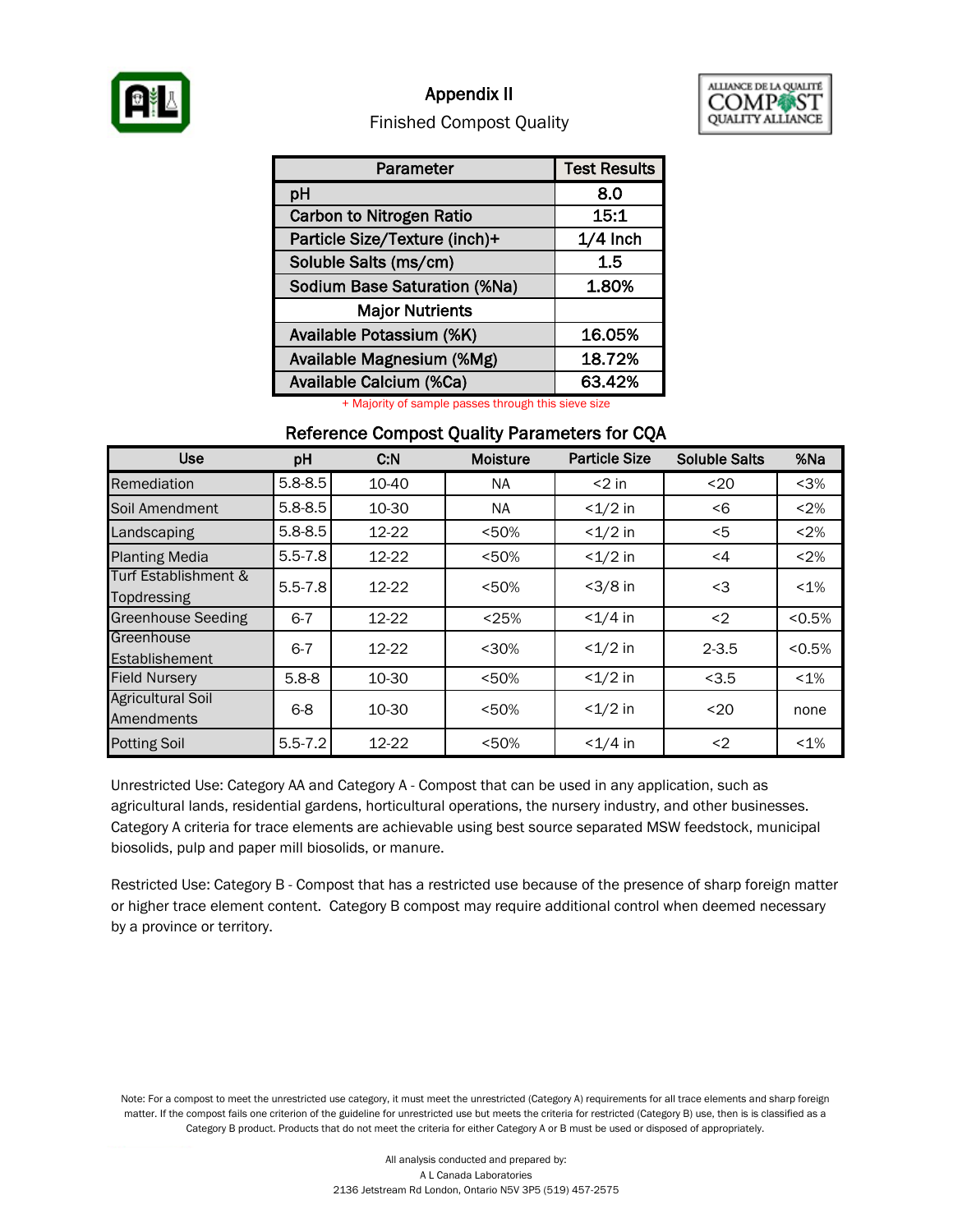# Appendix II

Finished Compost Quality

| Parameter | Test Results |
|---|---|
| pH | 8.0 |
| Carbon to Nitrogen Ratio | 15:1 |
| Particle Size/Texture (inch)+ | 1/4 Inch |
| Soluble Salts (ms/cm) | 1.5 |
| Sodium Base Saturation (%Na) | 1.80% |
| **Major Nutrients** | |
| Available Potassium (%K) | 16.05% |
| Available Magnesium (%Mg) | 18.72% |
| Available Calcium (%Ca) | 63.42% |

+ Majority of sample passes through this sieve size

## Reference Compost Quality Parameters for CQA

| Use | pH | C:N | Moisture | Particle Size | Soluble Salts | %Na |
|---|---|---|---|---|---|---|
| Remediation | 5.8-8.5 | 10-40 | NA | <2 in | <20 | <3% |
| Soil Amendment | 5.8-8.5 | 10-30 | NA | <1/2 in | <6 | <2% |
| Landscaping | 5.8-8.5 | 12-22 | <50% | <1/2 in | <5 | <2% |
| Planting Media | 5.5-7.8 | 12-22 | <50% | <1/2 in | <4 | <2% |
| Turf Establishment & Topdressing | 5.5-7.8 | 12-22 | <50% | <3/8 in | <3 | <1% |
| Greenhouse Seeding | 6-7 | 12-22 | <25% | <1/4 in | <2 | <0.5% |
| Greenhouse Establishement | 6-7 | 12-22 | <30% | <1/2 in | 2-3.5 | <0.5% |
| Field Nursery | 5.8-8 | 10-30 | <50% | <1/2 in | <3.5 | <1% |
| Agricultural Soil Amendments | 6-8 | 10-30 | <50% | <1/2 in | <20 | none |
| Potting Soil | 5.5-7.2 | 12-22 | <50% | <1/4 in | <2 | <1% |

Unrestricted Use: Category AA and Category A - Compost that can be used in any application, such as agricultural lands, residential gardens, horticultural operations, the nursery industry, and other businesses. Category A criteria for trace elements are achievable using best source separated MSW feedstock, municipal biosolids, pulp and paper mill biosolids, or manure.

Restricted Use: Category B - Compost that has a restricted use because of the presence of sharp foreign matter or higher trace element content. Category B compost may require additional control when deemed necessary by a province or territory.

Note: For a compost to meet the unrestricted use category, it must meet the unrestricted (Category A) requirements for all trace elements and sharp foreign matter. If the compost fails one criterion of the guideline for unrestricted use but meets the criteria for restricted (Category B) use, then is is classified as a Category B product. Products that do not meet the criteria for either Category A or B must be used or disposed of appropriately.

All analysis conducted and prepared by:
A L Canada Laboratories
2136 Jetstream Rd London, Ontario N5V 3P5 (519) 457-2575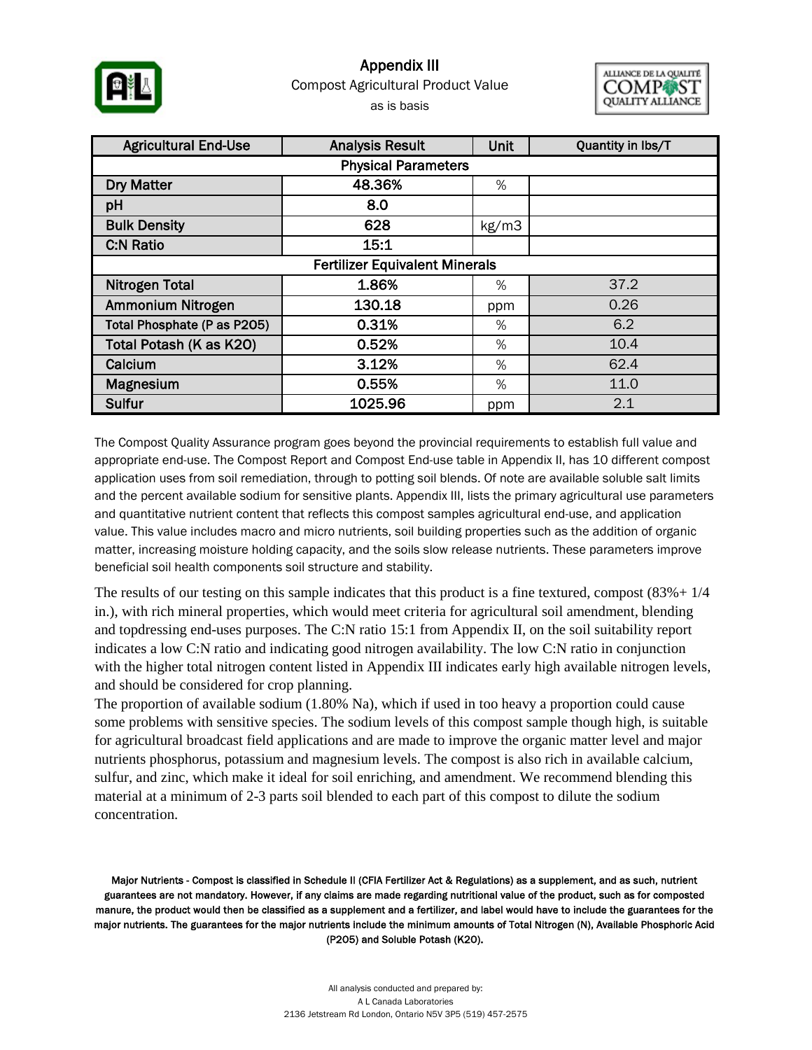# Appendix III

Compost Agricultural Product Value

as is basis

| Agricultural End-Use | Analysis Result | Unit | Quantity in lbs/T |
|---|---|---|---|
| **Physical Parameters** | | | |
| Dry Matter | 48.36% | % | |
| pH | 8.0 | | |
| Bulk Density | 628 | kg/m3 | |
| C:N Ratio | 15:1 | | |
| **Fertilizer Equivalent Minerals** | | | |
| Nitrogen Total | 1.86% | % | 37.2 |
| Ammonium Nitrogen | 130.18 | ppm | 0.26 |
| Total Phosphate (P as P2O5) | 0.31% | % | 6.2 |
| Total Potash (K as K2O) | 0.52% | % | 10.4 |
| Calcium | 3.12% | % | 62.4 |
| Magnesium | 0.55% | % | 11.0 |
| Sulfur | 1025.96 | ppm | 2.1 |

The Compost Quality Assurance program goes beyond the provincial requirements to establish full value and appropriate end-use. The Compost Report and Compost End-use table in Appendix II, has 10 different compost application uses from soil remediation, through to potting soil blends. Of note are available soluble salt limits and the percent available sodium for sensitive plants. Appendix III, lists the primary agricultural use parameters and quantitative nutrient content that reflects this compost samples agricultural end-use, and application value. This value includes macro and micro nutrients, soil building properties such as the addition of organic matter, increasing moisture holding capacity, and the soils slow release nutrients. These parameters improve beneficial soil health components soil structure and stability.

The results of our testing on this sample indicates that this product is a fine textured, compost (83%+ 1/4 in.), with rich mineral properties, which would meet criteria for agricultural soil amendment, blending and topdressing end-uses purposes. The C:N ratio 15:1 from Appendix II, on the soil suitability report indicates a low C:N ratio and indicating good nitrogen availability. The low C:N ratio in conjunction with the higher total nitrogen content listed in Appendix III indicates early high available nitrogen levels, and should be considered for crop planning.

The proportion of available sodium (1.80% Na), which if used in too heavy a proportion could cause some problems with sensitive species. The sodium levels of this compost sample though high, is suitable for agricultural broadcast field applications and are made to improve the organic matter level and major nutrients phosphorus, potassium and magnesium levels. The compost is also rich in available calcium, sulfur, and zinc, which make it ideal for soil enriching, and amendment. We recommend blending this material at a minimum of 2-3 parts soil blended to each part of this compost to dilute the sodium concentration.

**Major Nutrients - Compost is classified in Schedule II (CFIA Fertilizer Act & Regulations) as a supplement, and as such, nutrient guarantees are not mandatory. However, if any claims are made regarding nutritional value of the product, such as for composted manure, the product would then be classified as a supplement and a fertilizer, and label would have to include the guarantees for the major nutrients. The guarantees for the major nutrients include the minimum amounts of Total Nitrogen (N), Available Phosphoric Acid (P2O5) and Soluble Potash (K2O).**

All analysis conducted and prepared by:
A L Canada Laboratories
2136 Jetstream Rd London, Ontario N5V 3P5 (519) 457-2575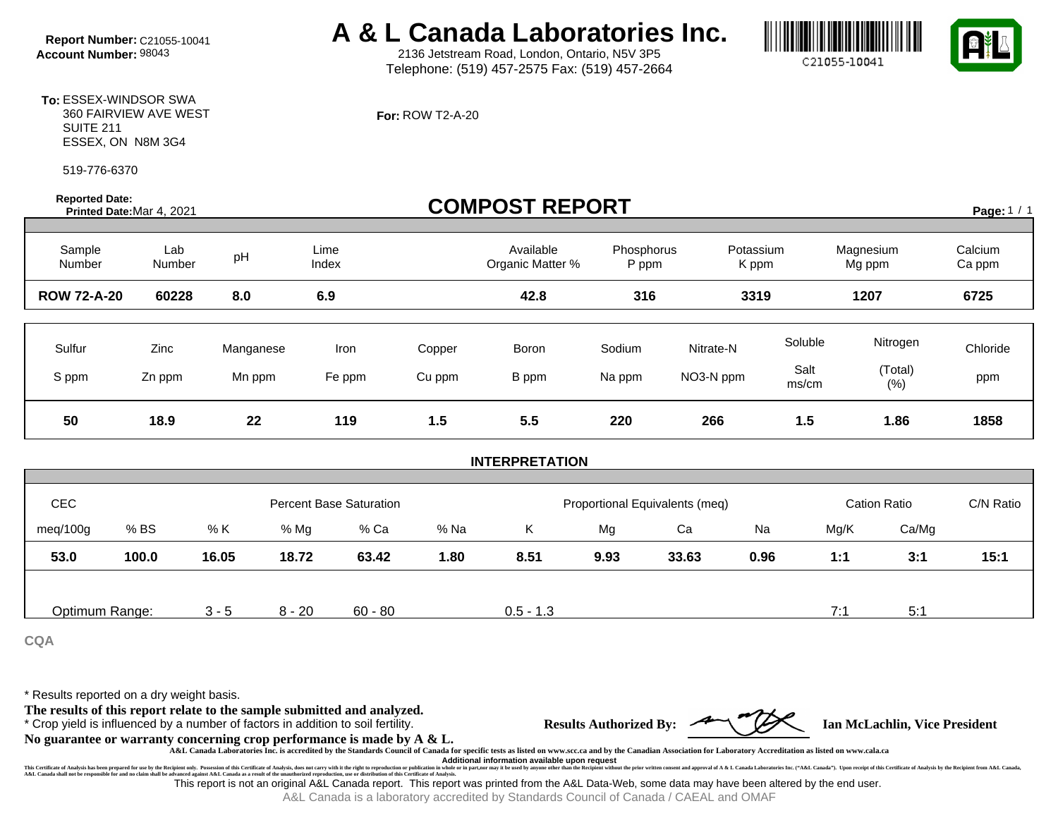**Report Number:** C21055-10041
**Account Number:** 98043

# A & L Canada Laboratories Inc.

2136 Jetstream Road, London, Ontario, N5V 3P5
Telephone: (519) 457-2575 Fax: (519) 457-2664

C21055-10041

**To:** ESSEX-WINDSOR SWA
360 FAIRVIEW AVE WEST
SUITE 211
ESSEX, ON N8M 3G4

519-776-6370

**For:** ROW T2-A-20

**Reported Date:**
**Printed Date:** Mar 4, 2021

## COMPOST REPORT

| Sample Number | Lab Number | pH | Lime Index | Available Organic Matter % | Phosphorus P ppm | Potassium K ppm | Magnesium Mg ppm | Calcium Ca ppm |
|---|---|---|---|---|---|---|---|---|
| **ROW 72-A-20** | **60228** | **8.0** | **6.9** | **42.8** | **316** | **3319** | **1207** | **6725** |

| Sulfur S ppm | Zinc Zn ppm | Manganese Mn ppm | Iron Fe ppm | Copper Cu ppm | Boron B ppm | Sodium Na ppm | Nitrate-N NO3-N ppm | Soluble Salt ms/cm | Nitrogen (Total) (%) | Chloride ppm |
|---|---|---|---|---|---|---|---|---|---|---|
| **50** | **18.9** | **22** | **119** | **1.5** | **5.5** | **220** | **266** | **1.5** | **1.86** | **1858** |

### INTERPRETATION

| CEC | | Percent Base Saturation | | | | Proportional Equivalents (meq) | | | | Cation Ratio | | C/N Ratio |
|---|---|---|---|---|---|---|---|---|---|---|---|---|
| meq/100g | % BS | % K | % Mg | % Ca | % Na | K | Mg | Ca | Na | Mg/K | Ca/Mg | |
| **53.0** | **100.0** | **16.05** | **18.72** | **63.42** | **1.80** | **8.51** | **9.93** | **33.63** | **0.96** | **1:1** | **3:1** | **15:1** |
| Optimum Range: | | 3 - 5 | 8 - 20 | 60 - 80 | | 0.5 - 1.3 | | | | 7:1 | 5:1 | |

CQA

\* Results reported on a dry weight basis.
**The results of this report relate to the sample submitted and analyzed.**
\* Crop yield is influenced by a number of factors in addition to soil fertility.
**No guarantee or warranty concerning crop performance is made by A & L.**

**Results Authorized By:** **Ian McLachlin, Vice President**

A&L Canada Laboratories Inc. is accredited by the Standards Council of Canada for specific tests as listed on www.scc.ca and by the Canadian Association for Laboratory Accreditation as listed on www.cala.ca
Additional information available upon request

This Certificate of Analysis has been prepared for use by the Recipient only. Possession of this Certificate of Analysis, does not carry with it the right to reproduction or publication in whole or in part,nor may it be used by anyone other than the Recipient without the prior written consent and approval of A & L Canada Laboratories Inc. ("A&L Canada"). Upon receipt of this Certificate of Analysis by the Recipient from A&L Canada, A&L Canada shall not be responsible for and no claim shall be advanced against A&L Canada as a result of the unauthorized reproduction, use or distribution of this Certificate of Analysis.

This report is not an original A&L Canada report. This report was printed from the A&L Data-Web, some data may have been altered by the end user.

A&L Canada is a laboratory accredited by Standards Council of Canada / CAEAL and OMAF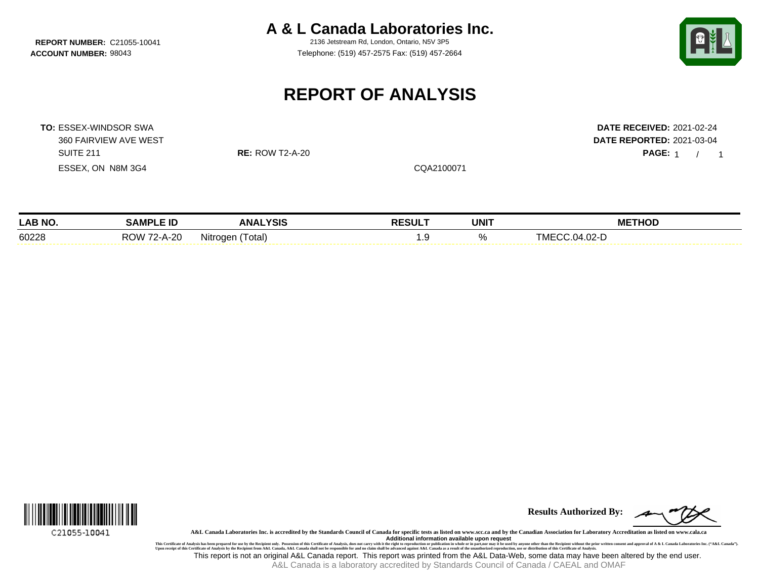**REPORT NUMBER:** C21055-10041
**ACCOUNT NUMBER:** 98043

# A & L Canada Laboratories Inc.

2136 Jetstream Rd, London, Ontario, N5V 3P5
Telephone: (519) 457-2575 Fax: (519) 457-2664

## REPORT OF ANALYSIS

**TO:** ESSEX-WINDSOR SWA
360 FAIRVIEW AVE WEST
SUITE 211
ESSEX, ON N8M 3G4

**RE:** ROW T2-A-20

CQA2100071

**DATE RECEIVED:** 2021-02-24
**DATE REPORTED:** 2021-03-04
**PAGE:** 1 / 1

| LAB NO. | SAMPLE ID | ANALYSIS | RESULT | UNIT | METHOD |
|---|---|---|---|---|---|
| 60228 | ROW 72-A-20 | Nitrogen (Total) | 1.9 | % | TMECC.04.02-D |

C21055-10041

**Results Authorized By:**

A&L Canada Laboratories Inc. is accredited by the Standards Council of Canada for specific tests as listed on www.scc.ca and by the Canadian Association for Laboratory Accreditation as listed on www.cala.ca
**Additional information available upon request**

This Certificate of Analysis has been prepared for use by the Recipient only. Possession of this Certificate of Analysis, does not carry with it the right to reproduction or publication in whole or in part,nor may it be used by anyone other than the Recipient without the prior written consent and approval of A & L Canada Laboratories Inc. ("A&L Canada"). Upon receipt of this Certificate of Analysis by the Recipient from A&L Canada, A&L Canada shall not be responsible for and no claim shall be advanced against A&L Canada as a result of the unauthorized reproduction, use or distribution of this Certificate of Analysis.

This report is not an original A&L Canada report. This report was printed from the A&L Data-Web, some data may have been altered by the end user.

A&L Canada is a laboratory accredited by Standards Council of Canada / CAEAL and OMAF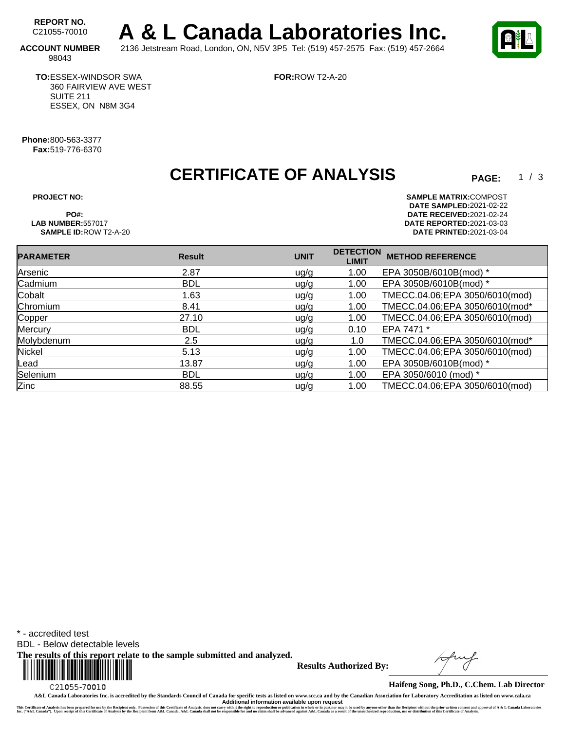**REPORT NO.** C21055-70010

**ACCOUNT NUMBER** 98043

# A & L Canada Laboratories Inc.

2136 Jetstream Road, London, ON, N5V 3P5 Tel: (519) 457-2575 Fax: (519) 457-2664

**TO:** ESSEX-WINDSOR SWA
360 FAIRVIEW AVE WEST
SUITE 211
ESSEX, ON N8M 3G4

**FOR:** ROW T2-A-20

**Phone:** 800-563-3377
**Fax:** 519-776-6370

## CERTIFICATE OF ANALYSIS

**PROJECT NO:**

**PO#:**
**LAB NUMBER:** 557017
**SAMPLE ID:** ROW T2-A-20

**SAMPLE MATRIX:** COMPOST
**DATE SAMPLED:** 2021-02-22
**DATE RECEIVED:** 2021-02-24
**DATE REPORTED:** 2021-03-03
**DATE PRINTED:** 2021-03-04

| PARAMETER | Result | UNIT | DETECTION LIMIT | METHOD REFERENCE |
|---|---|---|---|---|
| Arsenic | 2.87 | ug/g | 1.00 | EPA 3050B/6010B(mod) * |
| Cadmium | BDL | ug/g | 1.00 | EPA 3050B/6010B(mod) * |
| Cobalt | 1.63 | ug/g | 1.00 | TMECC.04.06;EPA 3050/6010(mod) |
| Chromium | 8.41 | ug/g | 1.00 | TMECC.04.06;EPA 3050/6010(mod* |
| Copper | 27.10 | ug/g | 1.00 | TMECC.04.06;EPA 3050/6010(mod) |
| Mercury | BDL | ug/g | 0.10 | EPA 7471 * |
| Molybdenum | 2.5 | ug/g | 1.0 | TMECC.04.06;EPA 3050/6010(mod* |
| Nickel | 5.13 | ug/g | 1.00 | TMECC.04.06;EPA 3050/6010(mod) |
| Lead | 13.87 | ug/g | 1.00 | EPA 3050B/6010B(mod) * |
| Selenium | BDL | ug/g | 1.00 | EPA 3050/6010 (mod) * |
| Zinc | 88.55 | ug/g | 1.00 | TMECC.04.06;EPA 3050/6010(mod) |

\* - accredited test
BDL - Below detectable levels
**The results of this report relate to the sample submitted and analyzed.**

C21055-70010

**Results Authorized By:**

**Haifeng Song, Ph.D., C.Chem. Lab Director**

A&L Canada Laboratories Inc. is accredited by the Standards Council of Canada for specific tests as listed on www.scc.ca and by the Canadian Association for Laboratory Accreditation as listed on www.cala.ca
Additional information available upon request

This Certificate of Analysis has been prepared for use by the Recipient only. Possession of this Certificate of Analysis, does not carry with it the right to reproduction or publication in whole or in part,nor may it be used by anyone other than the Recipient without the prior written consent and approval of A & L Canada Laboratories Inc. ("A&L Canada"). Upon receipt of this Certificate of Analysis by the Recipient from A&L Canada, A&L Canada shall not be responsible for and no claim shall be advanced against A&L Canada as a result of the unauthorized reproduction, use or distribution of this Certificate of Analysis.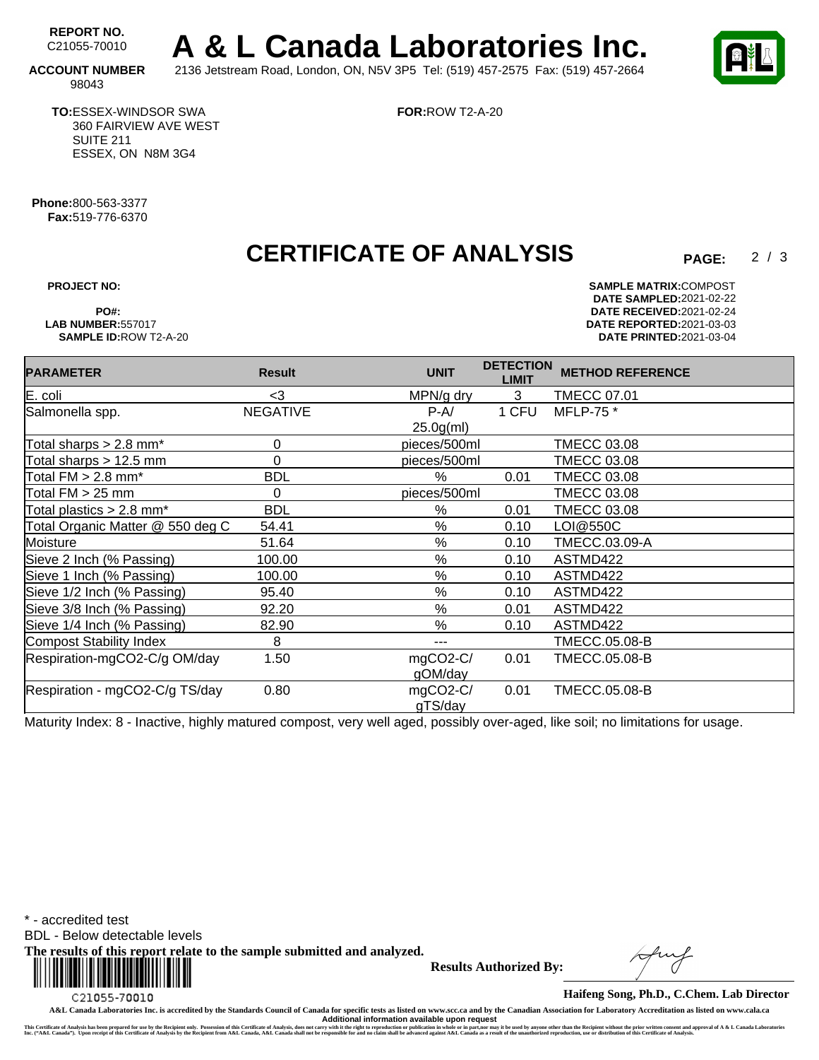REPORT NO.
C21055-70010

# A & L Canada Laboratories Inc.

ACCOUNT NUMBER
98043

2136 Jetstream Road, London, ON, N5V 3P5 Tel: (519) 457-2575 Fax: (519) 457-2664

**TO:** ESSEX-WINDSOR SWA
360 FAIRVIEW AVE WEST
SUITE 211
ESSEX, ON N8M 3G4

**FOR:** ROW T2-A-20

**Phone:** 800-563-3377
**Fax:** 519-776-6370

## CERTIFICATE OF ANALYSIS

**PROJECT NO:**
**PO#:**
**LAB NUMBER:** 557017
**SAMPLE ID:** ROW T2-A-20

**SAMPLE MATRIX:** COMPOST
**DATE SAMPLED:** 2021-02-22
**DATE RECEIVED:** 2021-02-24
**DATE REPORTED:** 2021-03-03
**DATE PRINTED:** 2021-03-04

| PARAMETER | Result | UNIT | DETECTION LIMIT | METHOD REFERENCE |
|---|---|---|---|---|
| E. coli | <3 | MPN/g dry | 3 | TMECC 07.01 |
| Salmonella spp. | NEGATIVE | P-A/ 25.0g(ml) | 1 CFU | MFLP-75 * |
| Total sharps > 2.8 mm* | 0 | pieces/500ml | | TMECC 03.08 |
| Total sharps > 12.5 mm | 0 | pieces/500ml | | TMECC 03.08 |
| Total FM > 2.8 mm* | BDL | % | 0.01 | TMECC 03.08 |
| Total FM > 25 mm | 0 | pieces/500ml | | TMECC 03.08 |
| Total plastics > 2.8 mm* | BDL | % | 0.01 | TMECC 03.08 |
| Total Organic Matter @ 550 deg C | 54.41 | % | 0.10 | LOI@550C |
| Moisture | 51.64 | % | 0.10 | TMECC.03.09-A |
| Sieve 2 Inch (% Passing) | 100.00 | % | 0.10 | ASTMD422 |
| Sieve 1 Inch (% Passing) | 100.00 | % | 0.10 | ASTMD422 |
| Sieve 1/2 Inch (% Passing) | 95.40 | % | 0.10 | ASTMD422 |
| Sieve 3/8 Inch (% Passing) | 92.20 | % | 0.01 | ASTMD422 |
| Sieve 1/4 Inch (% Passing) | 82.90 | % | 0.10 | ASTMD422 |
| Compost Stability Index | 8 | --- | | TMECC.05.08-B |
| Respiration-mgCO2-C/g OM/day | 1.50 | mgCO2-C/ gOM/day | 0.01 | TMECC.05.08-B |
| Respiration - mgCO2-C/g TS/day | 0.80 | mgCO2-C/ gTS/day | 0.01 | TMECC.05.08-B |

Maturity Index: 8 - Inactive, highly matured compost, very well aged, possibly over-aged, like soil; no limitations for usage.

\* - accredited test
BDL - Below detectable levels
**The results of this report relate to the sample submitted and analyzed.**

C21055-70010

**Results Authorized By:**

**Haifeng Song, Ph.D., C.Chem. Lab Director**

A&L Canada Laboratories Inc. is accredited by the Standards Council of Canada for specific tests as listed on www.scc.ca and by the Canadian Association for Laboratory Accreditation as listed on www.cala.ca
Additional information available upon request

This Certificate of Analysis has been prepared for use by the Recipient only. Possession of this Certificate of Analysis, does not carry with it the right to reproduction or publication in whole or in part,nor may it be used by anyone other than the Recipient without the prior written consent and approval of A & L Canada Laboratories Inc. ("A&L Canada"). Upon receipt of this Certificate of Analysis by the Recipient from A&L Canada, A&L Canada shall not be responsible for and no claim shall be advanced against A&L Canada as a result of the unauthorized reproduction, use or distribution of this Certificate of Analysis.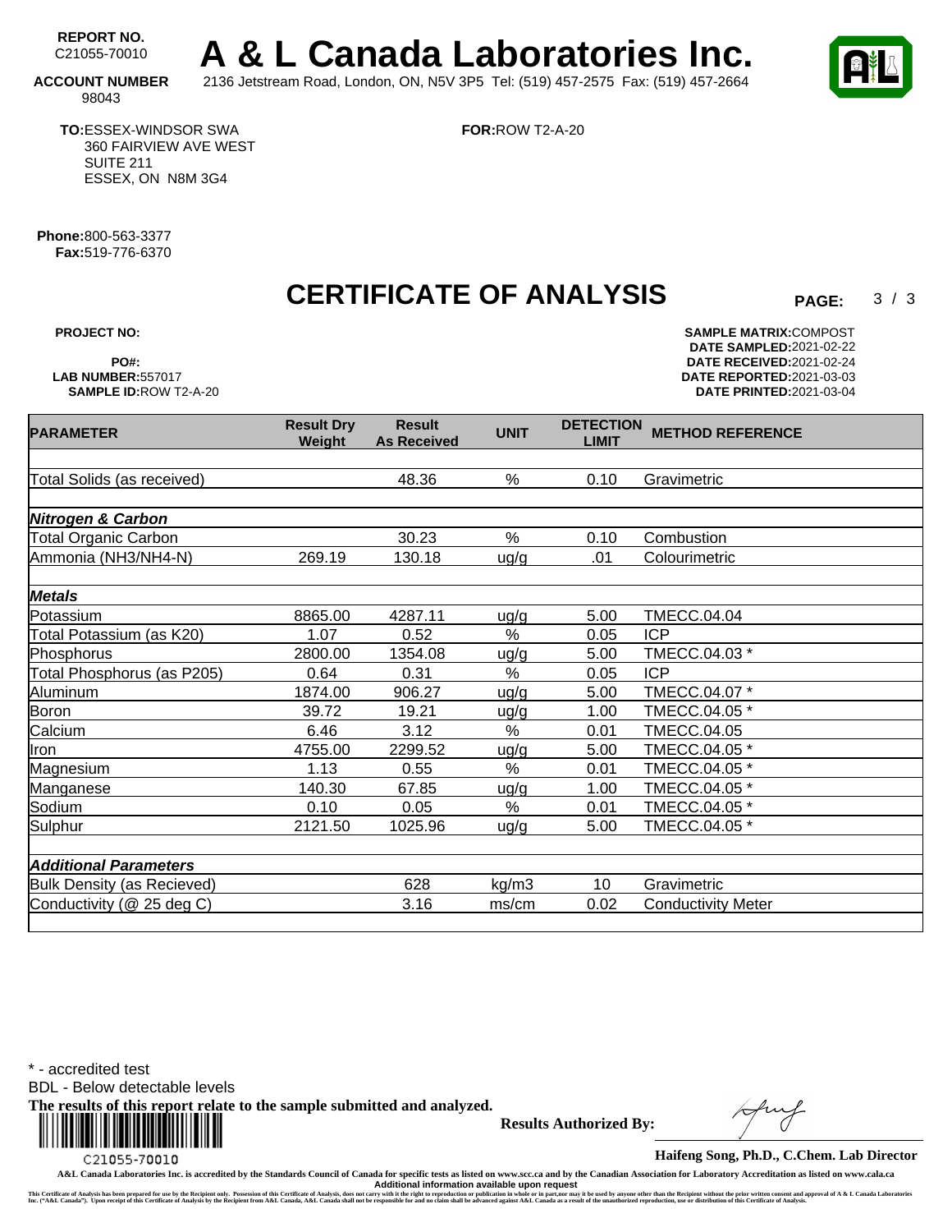**REPORT NO.** C21055-70010

# A & L Canada Laboratories Inc.

**ACCOUNT NUMBER** 98043

2136 Jetstream Road, London, ON, N5V 3P5 Tel: (519) 457-2575 Fax: (519) 457-2664

**TO:** ESSEX-WINDSOR SWA
360 FAIRVIEW AVE WEST
SUITE 211
ESSEX, ON N8M 3G4

**FOR:** ROW T2-A-20

**Phone:** 800-563-3377
**Fax:** 519-776-6370

## CERTIFICATE OF ANALYSIS

**PAGE:** 3 / 3

**PROJECT NO:**
**PO#:**
**LAB NUMBER:** 557017
**SAMPLE ID:** ROW T2-A-20

**SAMPLE MATRIX:** COMPOST
**DATE SAMPLED:** 2021-02-22
**DATE RECEIVED:** 2021-02-24
**DATE REPORTED:** 2021-03-03
**DATE PRINTED:** 2021-03-04

| PARAMETER | Result Dry Weight | Result As Received | UNIT | DETECTION LIMIT | METHOD REFERENCE |
|---|---|---|---|---|---|
| Total Solids (as received) | | 48.36 | % | 0.10 | Gravimetric |
| ***Nitrogen & Carbon*** | | | | | |
| Total Organic Carbon | | 30.23 | % | 0.10 | Combustion |
| Ammonia (NH3/NH4-N) | 269.19 | 130.18 | ug/g | .01 | Colourimetric |
| ***Metals*** | | | | | |
| Potassium | 8865.00 | 4287.11 | ug/g | 5.00 | TMECC.04.04 |
| Total Potassium (as K20) | 1.07 | 0.52 | % | 0.05 | ICP |
| Phosphorus | 2800.00 | 1354.08 | ug/g | 5.00 | TMECC.04.03 * |
| Total Phosphorus (as P205) | 0.64 | 0.31 | % | 0.05 | ICP |
| Aluminum | 1874.00 | 906.27 | ug/g | 5.00 | TMECC.04.07 * |
| Boron | 39.72 | 19.21 | ug/g | 1.00 | TMECC.04.05 * |
| Calcium | 6.46 | 3.12 | % | 0.01 | TMECC.04.05 |
| Iron | 4755.00 | 2299.52 | ug/g | 5.00 | TMECC.04.05 * |
| Magnesium | 1.13 | 0.55 | % | 0.01 | TMECC.04.05 * |
| Manganese | 140.30 | 67.85 | ug/g | 1.00 | TMECC.04.05 * |
| Sodium | 0.10 | 0.05 | % | 0.01 | TMECC.04.05 * |
| Sulphur | 2121.50 | 1025.96 | ug/g | 5.00 | TMECC.04.05 * |
| ***Additional Parameters*** | | | | | |
| Bulk Density (as Recieved) | | 628 | kg/m3 | 10 | Gravimetric |
| Conductivity (@ 25 deg C) | | 3.16 | ms/cm | 0.02 | Conductivity Meter |

\* - accredited test
BDL - Below detectable levels
**The results of this report relate to the sample submitted and analyzed.**

C21055-70010

**Results Authorized By:**

**Haifeng Song, Ph.D., C.Chem. Lab Director**

**A&L Canada Laboratories Inc. is accredited by the Standards Council of Canada for specific tests as listed on www.scc.ca and by the Canadian Association for Laboratory Accreditation as listed on www.cala.ca**
**Additional information available upon request**

This Certificate of Analysis has been prepared for use by the Recipient only. Possession of this Certificate of Analysis, does not carry with it the right to reproduction or publication in whole or in part,nor may it be used by anyone other than the Recipient without the prior written consent and approval of A & L Canada Laboratories Inc. ("A&L Canada"). Upon receipt of this Certificate of Analysis by the Recipient from A&L Canada, A&L Canada shall not be responsible for and no claim shall be advanced against A&L Canada as a result of the unauthorized reproduction, use or distribution of this Certificate of Analysis.